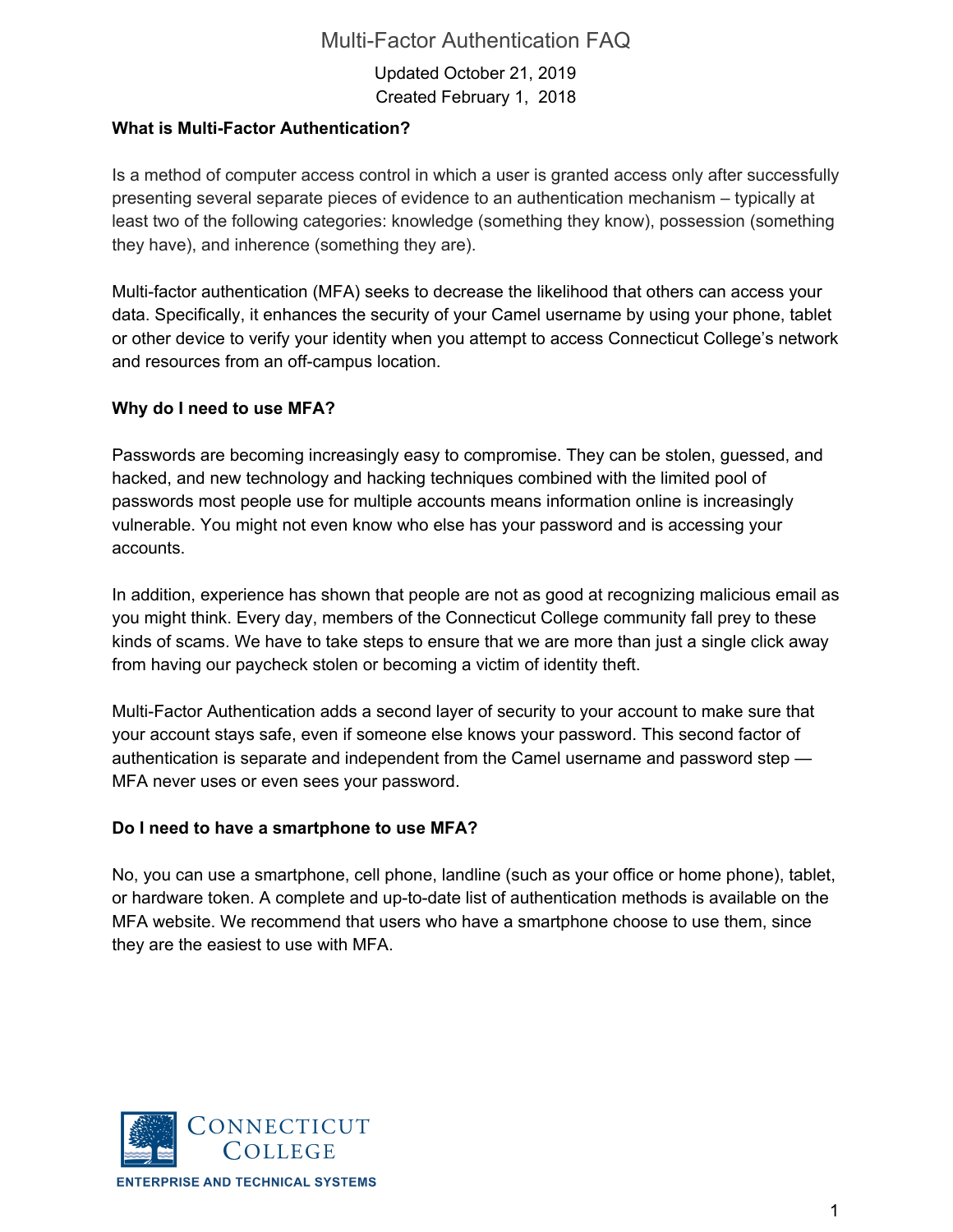# Multi-Factor Authentication FAQ

Updated October 21, 2019
Created February 1, 2018

**What is Multi-Factor Authentication?**

Is a method of computer access control in which a user is granted access only after successfully presenting several separate pieces of evidence to an authentication mechanism – typically at least two of the following categories: knowledge (something they know), possession (something they have), and inherence (something they are).

Multi-factor authentication (MFA) seeks to decrease the likelihood that others can access your data. Specifically, it enhances the security of your Camel username by using your phone, tablet or other device to verify your identity when you attempt to access Connecticut College's network and resources from an off-campus location.

**Why do I need to use MFA?**

Passwords are becoming increasingly easy to compromise. They can be stolen, guessed, and hacked, and new technology and hacking techniques combined with the limited pool of passwords most people use for multiple accounts means information online is increasingly vulnerable. You might not even know who else has your password and is accessing your accounts.

In addition, experience has shown that people are not as good at recognizing malicious email as you might think. Every day, members of the Connecticut College community fall prey to these kinds of scams. We have to take steps to ensure that we are more than just a single click away from having our paycheck stolen or becoming a victim of identity theft.

Multi-Factor Authentication adds a second layer of security to your account to make sure that your account stays safe, even if someone else knows your password. This second factor of authentication is separate and independent from the Camel username and password step — MFA never uses or even sees your password.

**Do I need to have a smartphone to use MFA?**

No, you can use a smartphone, cell phone, landline (such as your office or home phone), tablet, or hardware token. A complete and up-to-date list of authentication methods is available on the MFA website. We recommend that users who have a smartphone choose to use them, since they are the easiest to use with MFA.

CONNECTICUT COLLEGE
ENTERPRISE AND TECHNICAL SYSTEMS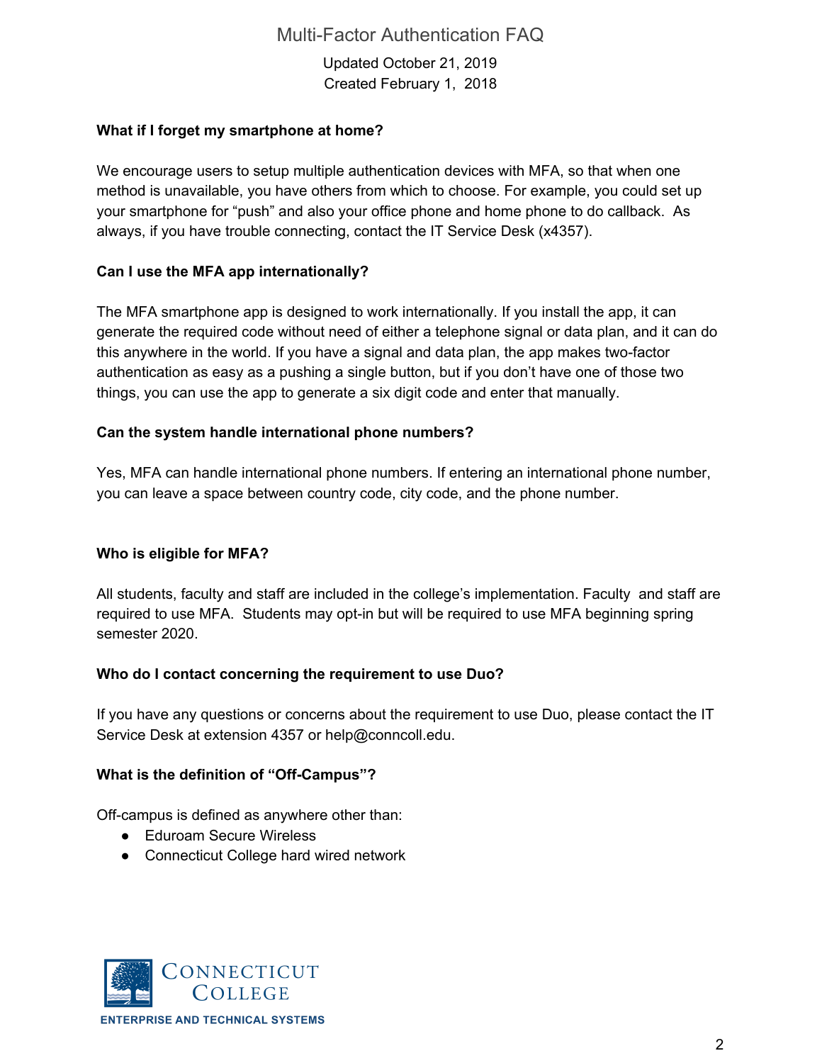### What if I forget my smartphone at home?

We encourage users to setup multiple authentication devices with MFA, so that when one method is unavailable, you have others from which to choose. For example, you could set up your smartphone for "push" and also your office phone and home phone to do callback. As always, if you have trouble connecting, contact the IT Service Desk (x4357).

### Can I use the MFA app internationally?

The MFA smartphone app is designed to work internationally. If you install the app, it can generate the required code without need of either a telephone signal or data plan, and it can do this anywhere in the world. If you have a signal and data plan, the app makes two-factor authentication as easy as a pushing a single button, but if you don't have one of those two things, you can use the app to generate a six digit code and enter that manually.

### Can the system handle international phone numbers?

Yes, MFA can handle international phone numbers. If entering an international phone number, you can leave a space between country code, city code, and the phone number.

### Who is eligible for MFA?

All students, faculty and staff are included in the college's implementation. Faculty and staff are required to use MFA. Students may opt-in but will be required to use MFA beginning spring semester 2020.

### Who do I contact concerning the requirement to use Duo?

If you have any questions or concerns about the requirement to use Duo, please contact the IT Service Desk at extension 4357 or help@conncoll.edu.

### What is the definition of "Off-Campus"?

Off-campus is defined as anywhere other than:

- Eduroam Secure Wireless
- Connecticut College hard wired network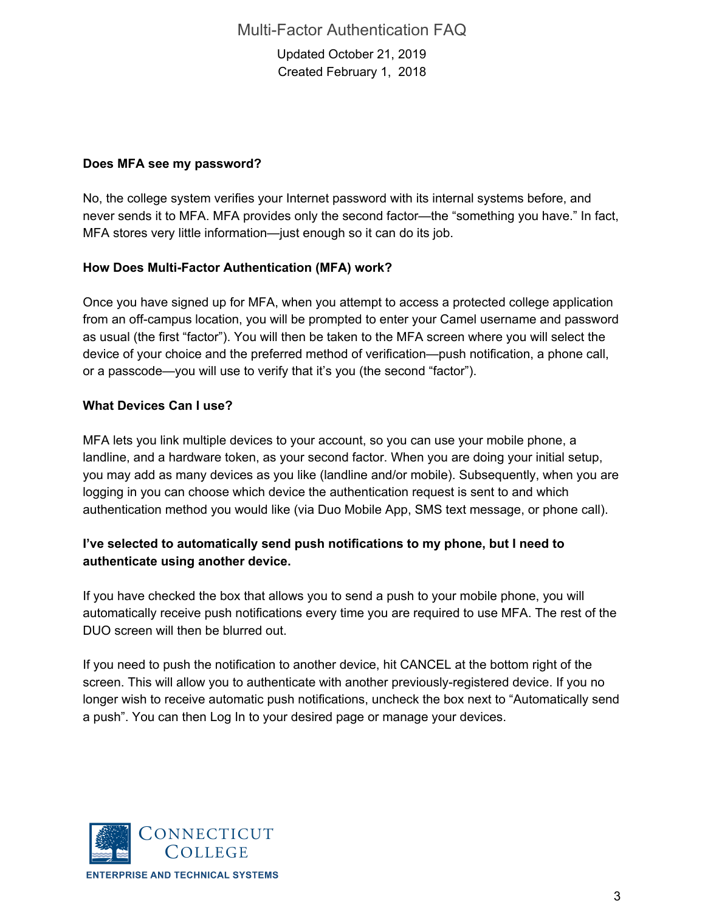**Does MFA see my password?**

No, the college system verifies your Internet password with its internal systems before, and never sends it to MFA. MFA provides only the second factor—the "something you have." In fact, MFA stores very little information—just enough so it can do its job.

**How Does Multi-Factor Authentication (MFA) work?**

Once you have signed up for MFA, when you attempt to access a protected college application from an off-campus location, you will be prompted to enter your Camel username and password as usual (the first "factor"). You will then be taken to the MFA screen where you will select the device of your choice and the preferred method of verification—push notification, a phone call, or a passcode—you will use to verify that it's you (the second "factor").

**What Devices Can I use?**

MFA lets you link multiple devices to your account, so you can use your mobile phone, a landline, and a hardware token, as your second factor. When you are doing your initial setup, you may add as many devices as you like (landline and/or mobile). Subsequently, when you are logging in you can choose which device the authentication request is sent to and which authentication method you would like (via Duo Mobile App, SMS text message, or phone call).

**I've selected to automatically send push notifications to my phone, but I need to authenticate using another device.**

If you have checked the box that allows you to send a push to your mobile phone, you will automatically receive push notifications every time you are required to use MFA. The rest of the DUO screen will then be blurred out.

If you need to push the notification to another device, hit CANCEL at the bottom right of the screen. This will allow you to authenticate with another previously-registered device. If you no longer wish to receive automatic push notifications, uncheck the box next to "Automatically send a push". You can then Log In to your desired page or manage your devices.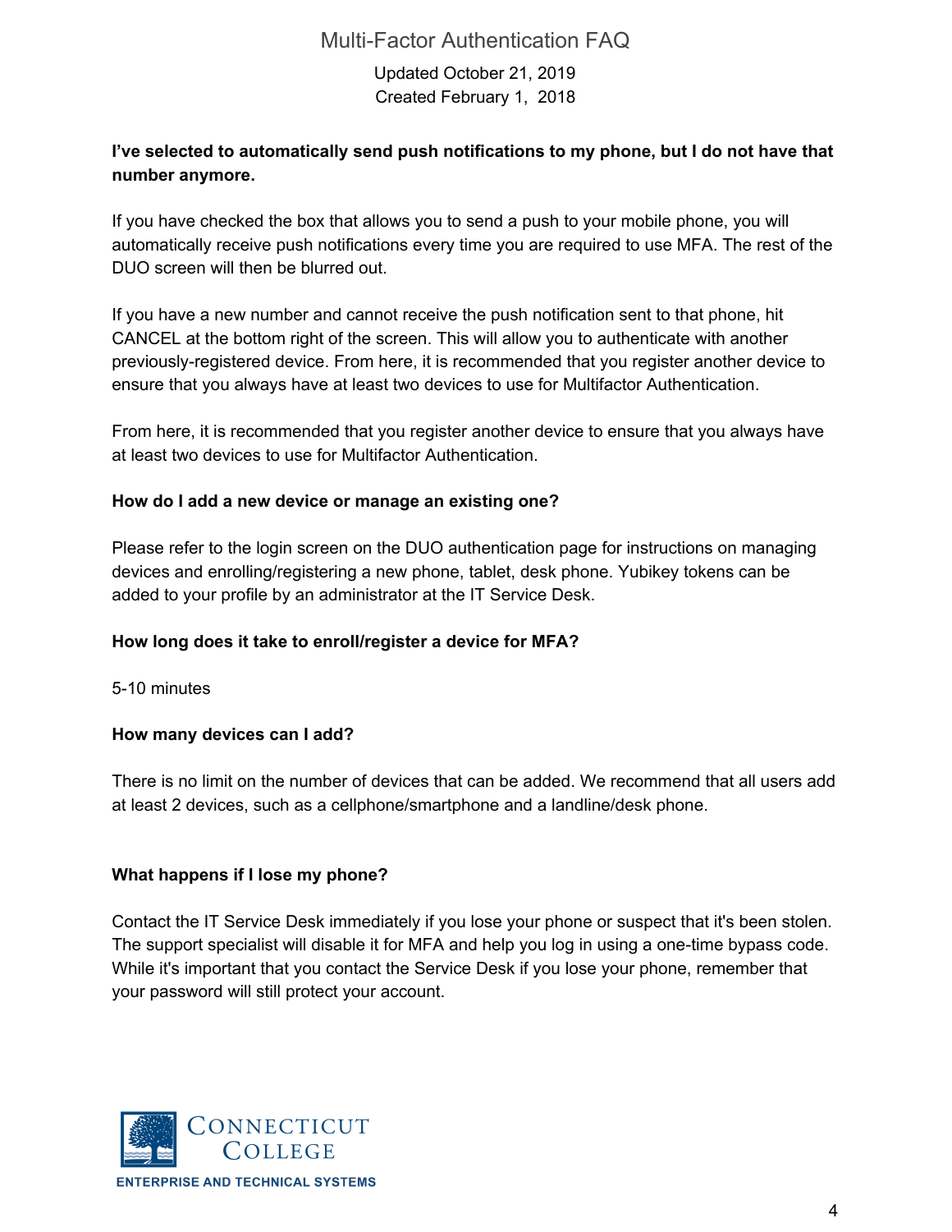**I've selected to automatically send push notifications to my phone, but I do not have that number anymore.**

If you have checked the box that allows you to send a push to your mobile phone, you will automatically receive push notifications every time you are required to use MFA. The rest of the DUO screen will then be blurred out.

If you have a new number and cannot receive the push notification sent to that phone, hit CANCEL at the bottom right of the screen. This will allow you to authenticate with another previously-registered device. From here, it is recommended that you register another device to ensure that you always have at least two devices to use for Multifactor Authentication.

From here, it is recommended that you register another device to ensure that you always have at least two devices to use for Multifactor Authentication.

**How do I add a new device or manage an existing one?**

Please refer to the login screen on the DUO authentication page for instructions on managing devices and enrolling/registering a new phone, tablet, desk phone. Yubikey tokens can be added to your profile by an administrator at the IT Service Desk.

**How long does it take to enroll/register a device for MFA?**

5-10 minutes

**How many devices can I add?**

There is no limit on the number of devices that can be added. We recommend that all users add at least 2 devices, such as a cellphone/smartphone and a landline/desk phone.

**What happens if I lose my phone?**

Contact the IT Service Desk immediately if you lose your phone or suspect that it's been stolen. The support specialist will disable it for MFA and help you log in using a one-time bypass code. While it's important that you contact the Service Desk if you lose your phone, remember that your password will still protect your account.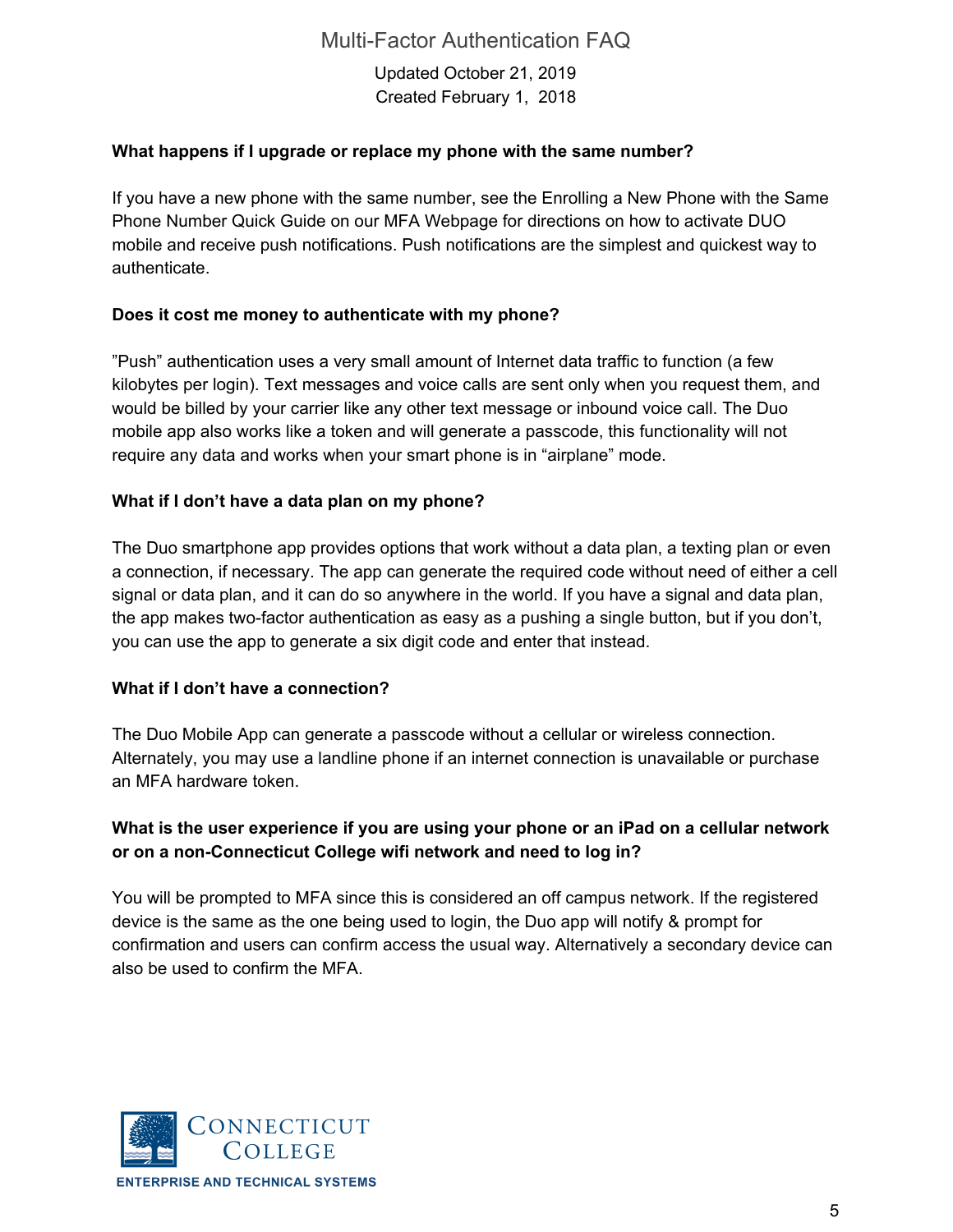### What happens if I upgrade or replace my phone with the same number?

If you have a new phone with the same number, see the Enrolling a New Phone with the Same Phone Number Quick Guide on our MFA Webpage for directions on how to activate DUO mobile and receive push notifications. Push notifications are the simplest and quickest way to authenticate.

### Does it cost me money to authenticate with my phone?

"Push" authentication uses a very small amount of Internet data traffic to function (a few kilobytes per login). Text messages and voice calls are sent only when you request them, and would be billed by your carrier like any other text message or inbound voice call. The Duo mobile app also works like a token and will generate a passcode, this functionality will not require any data and works when your smart phone is in "airplane" mode.

### What if I don't have a data plan on my phone?

The Duo smartphone app provides options that work without a data plan, a texting plan or even a connection, if necessary. The app can generate the required code without need of either a cell signal or data plan, and it can do so anywhere in the world. If you have a signal and data plan, the app makes two-factor authentication as easy as a pushing a single button, but if you don't, you can use the app to generate a six digit code and enter that instead.

### What if I don't have a connection?

The Duo Mobile App can generate a passcode without a cellular or wireless connection. Alternately, you may use a landline phone if an internet connection is unavailable or purchase an MFA hardware token.

### What is the user experience if you are using your phone or an iPad on a cellular network or on a non-Connecticut College wifi network and need to log in?

You will be prompted to MFA since this is considered an off campus network. If the registered device is the same as the one being used to login, the Duo app will notify & prompt for confirmation and users can confirm access the usual way. Alternatively a secondary device can also be used to confirm the MFA.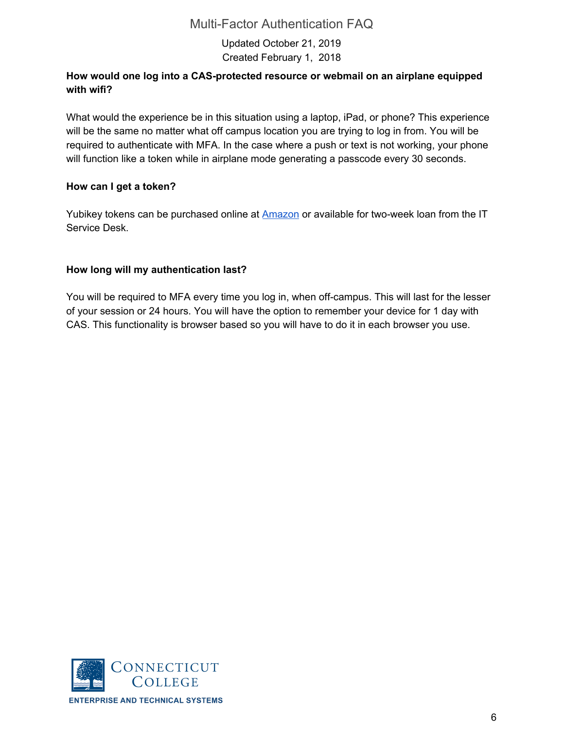**How would one log into a CAS-protected resource or webmail on an airplane equipped with wifi?**

What would the experience be in this situation using a laptop, iPad, or phone? This experience will be the same no matter what off campus location you are trying to log in from. You will be required to authenticate with MFA. In the case where a push or text is not working, your phone will function like a token while in airplane mode generating a passcode every 30 seconds.

**How can I get a token?**

Yubikey tokens can be purchased online at Amazon or available for two-week loan from the IT Service Desk.

**How long will my authentication last?**

You will be required to MFA every time you log in, when off-campus. This will last for the lesser of your session or 24 hours. You will have the option to remember your device for 1 day with CAS. This functionality is browser based so you will have to do it in each browser you use.